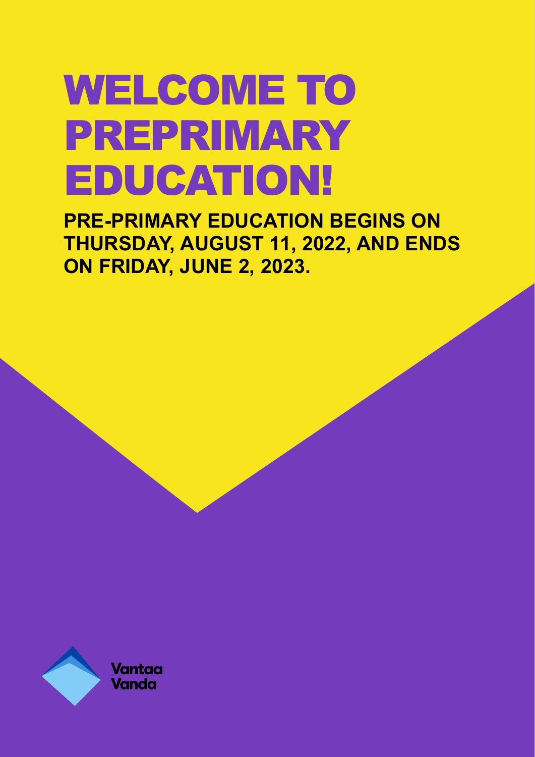# WELCOME TO PREPRIMARY EDUCATION!

**PRE-PRIMARY EDUCATION BEGINS ON THURSDAY, AUGUST 11, 2022, AND ENDS ON FRIDAY, JUNE 2, 2023.**

Vantaa
Vanda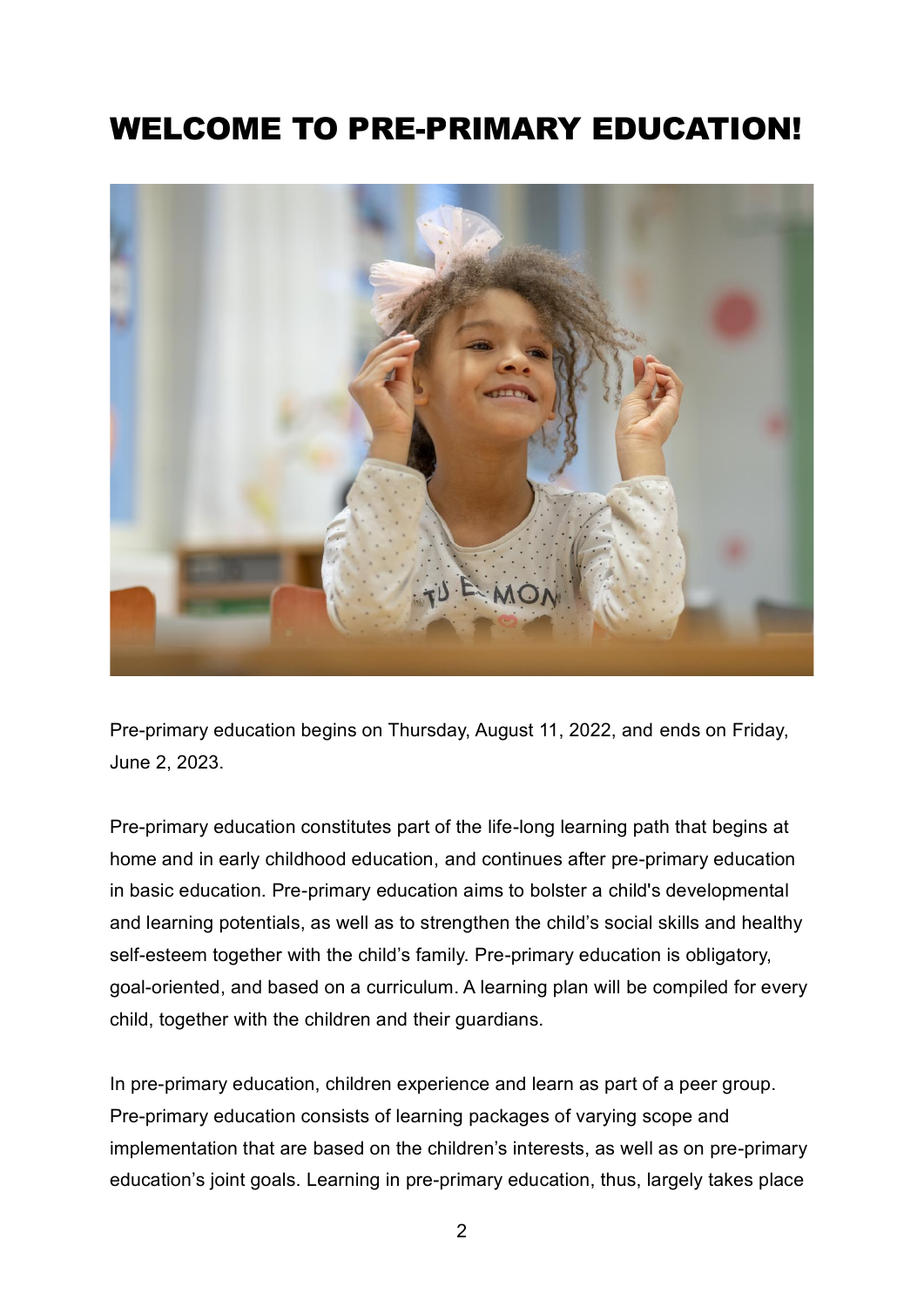# WELCOME TO PRE-PRIMARY EDUCATION!

Pre-primary education begins on Thursday, August 11, 2022, and ends on Friday, June 2, 2023.

Pre-primary education constitutes part of the life-long learning path that begins at home and in early childhood education, and continues after pre-primary education in basic education. Pre-primary education aims to bolster a child's developmental and learning potentials, as well as to strengthen the child's social skills and healthy self-esteem together with the child's family. Pre-primary education is obligatory, goal-oriented, and based on a curriculum. A learning plan will be compiled for every child, together with the children and their guardians.

In pre-primary education, children experience and learn as part of a peer group. Pre-primary education consists of learning packages of varying scope and implementation that are based on the children's interests, as well as on pre-primary education's joint goals. Learning in pre-primary education, thus, largely takes place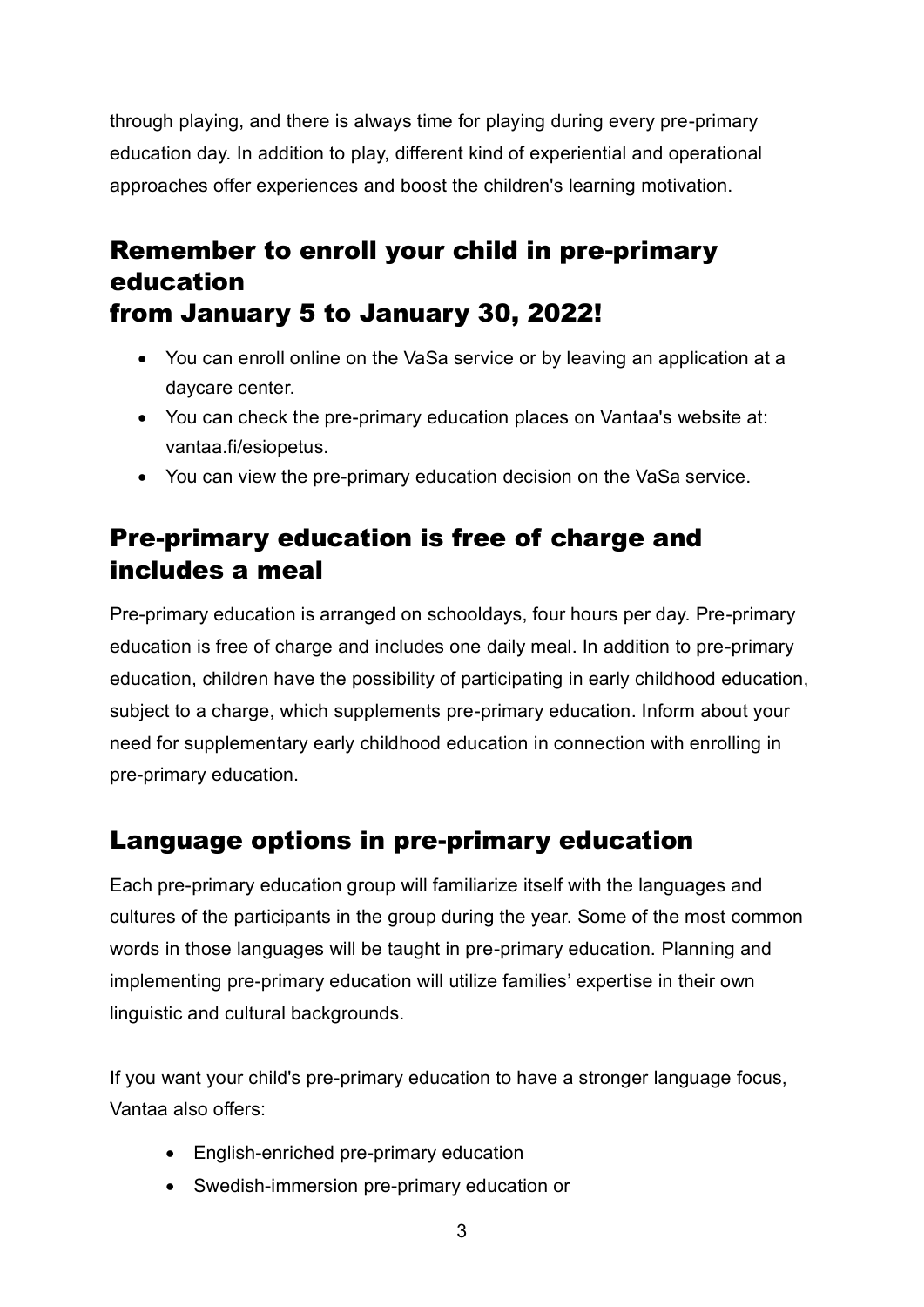through playing, and there is always time for playing during every pre-primary education day. In addition to play, different kind of experiential and operational approaches offer experiences and boost the children's learning motivation.

## Remember to enroll your child in pre-primary education from January 5 to January 30, 2022!

- You can enroll online on the VaSa service or by leaving an application at a daycare center.
- You can check the pre-primary education places on Vantaa's website at: vantaa.fi/esiopetus.
- You can view the pre-primary education decision on the VaSa service.

## Pre-primary education is free of charge and includes a meal

Pre-primary education is arranged on schooldays, four hours per day. Pre-primary education is free of charge and includes one daily meal. In addition to pre-primary education, children have the possibility of participating in early childhood education, subject to a charge, which supplements pre-primary education. Inform about your need for supplementary early childhood education in connection with enrolling in pre-primary education.

## Language options in pre-primary education

Each pre-primary education group will familiarize itself with the languages and cultures of the participants in the group during the year. Some of the most common words in those languages will be taught in pre-primary education. Planning and implementing pre-primary education will utilize families' expertise in their own linguistic and cultural backgrounds.

If you want your child's pre-primary education to have a stronger language focus, Vantaa also offers:

- English-enriched pre-primary education
- Swedish-immersion pre-primary education or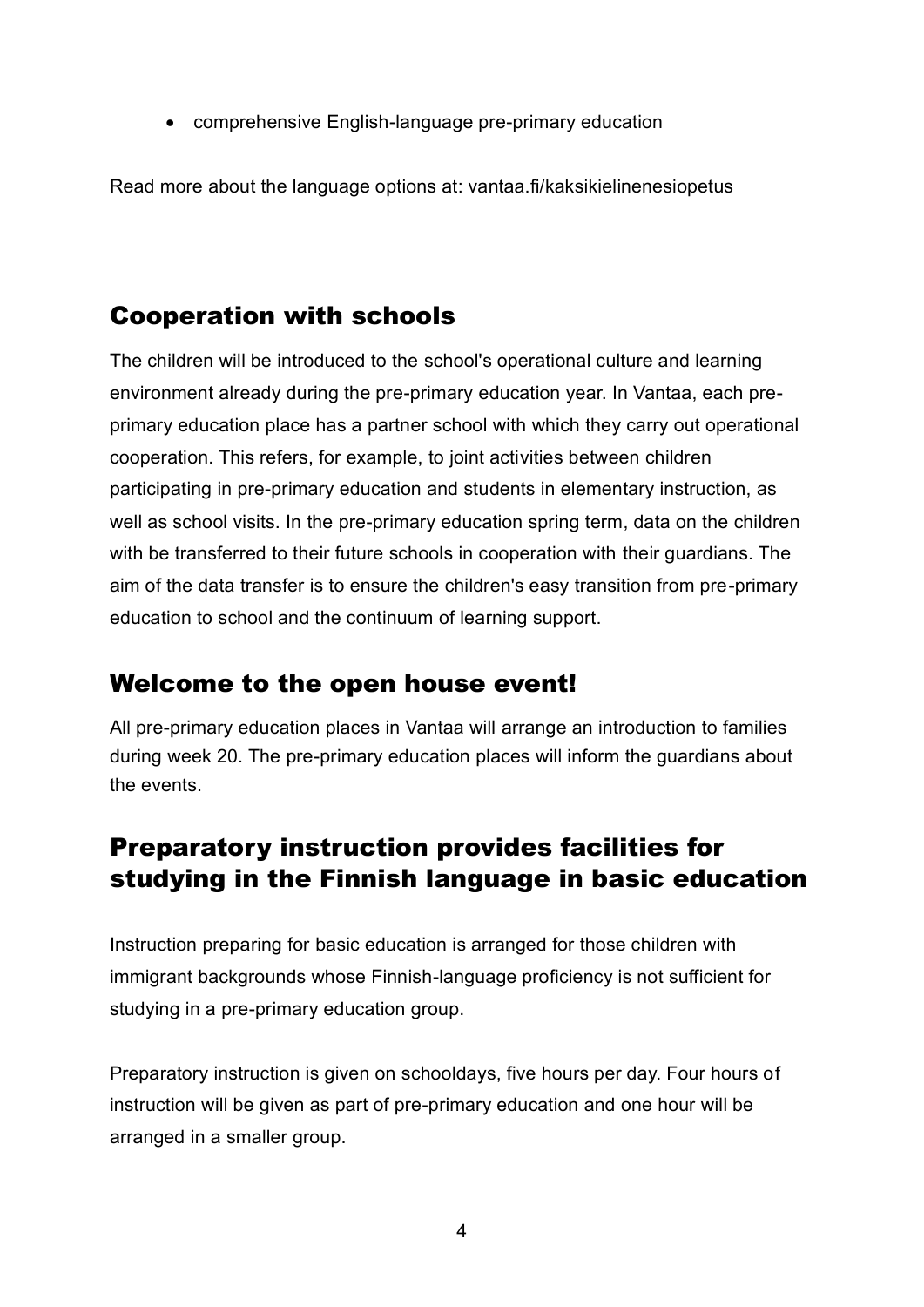- comprehensive English-language pre-primary education

Read more about the language options at: vantaa.fi/kaksikielinenesiopetus

## Cooperation with schools

The children will be introduced to the school's operational culture and learning environment already during the pre-primary education year. In Vantaa, each pre-primary education place has a partner school with which they carry out operational cooperation. This refers, for example, to joint activities between children participating in pre-primary education and students in elementary instruction, as well as school visits. In the pre-primary education spring term, data on the children with be transferred to their future schools in cooperation with their guardians. The aim of the data transfer is to ensure the children's easy transition from pre-primary education to school and the continuum of learning support.

## Welcome to the open house event!

All pre-primary education places in Vantaa will arrange an introduction to families during week 20. The pre-primary education places will inform the guardians about the events.

## Preparatory instruction provides facilities for studying in the Finnish language in basic education

Instruction preparing for basic education is arranged for those children with immigrant backgrounds whose Finnish-language proficiency is not sufficient for studying in a pre-primary education group.

Preparatory instruction is given on schooldays, five hours per day. Four hours of instruction will be given as part of pre-primary education and one hour will be arranged in a smaller group.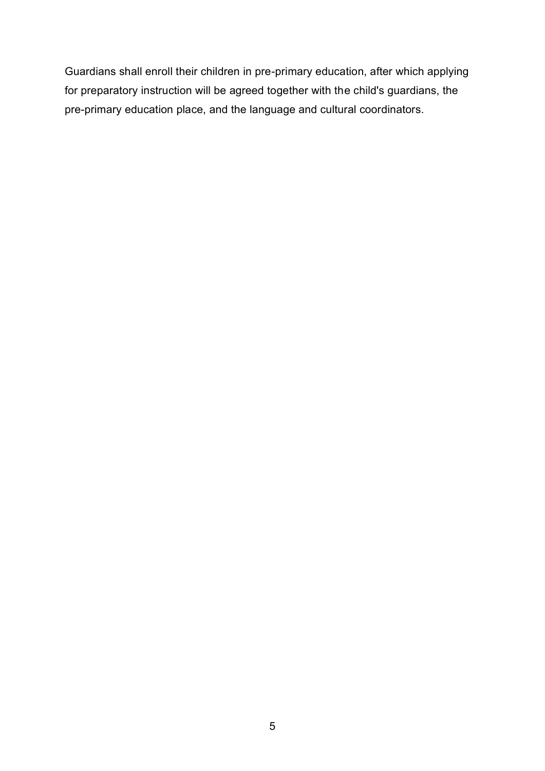Guardians shall enroll their children in pre-primary education, after which applying for preparatory instruction will be agreed together with the child's guardians, the pre-primary education place, and the language and cultural coordinators.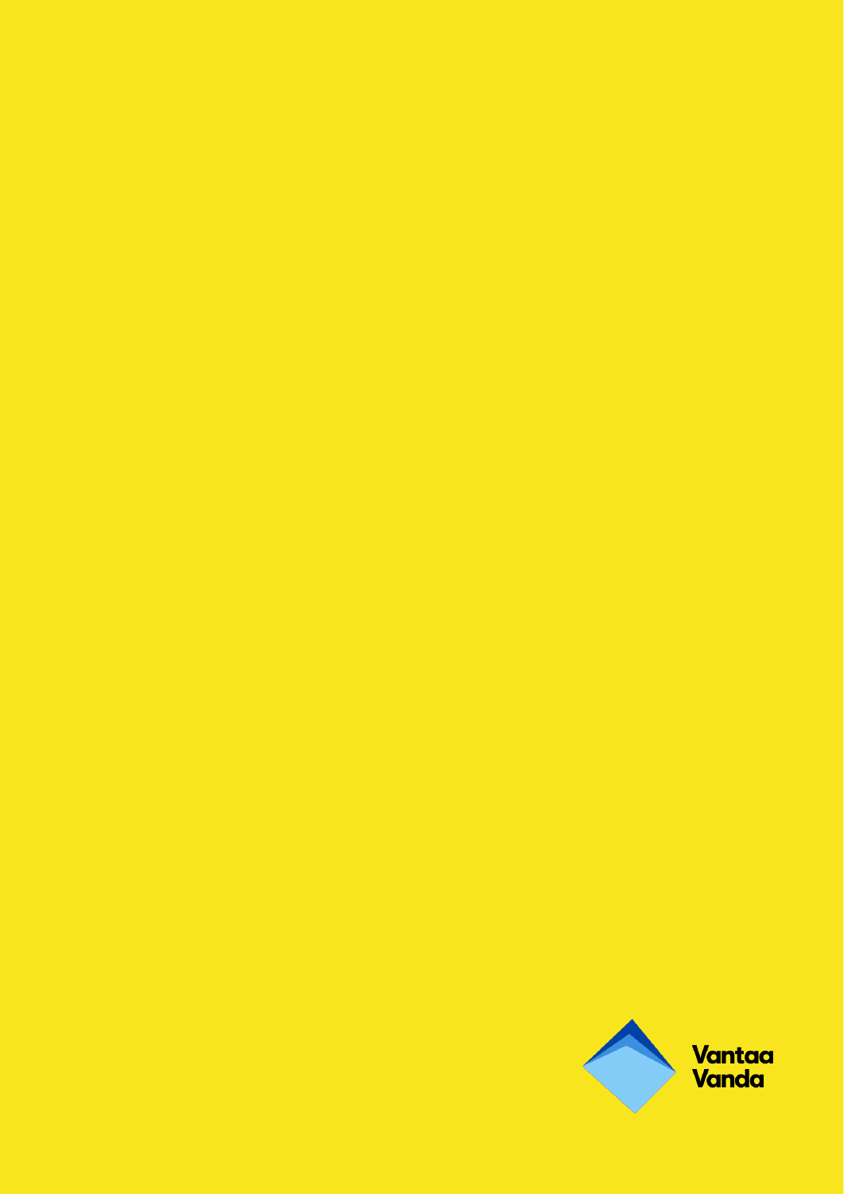Vantaa
Vanda